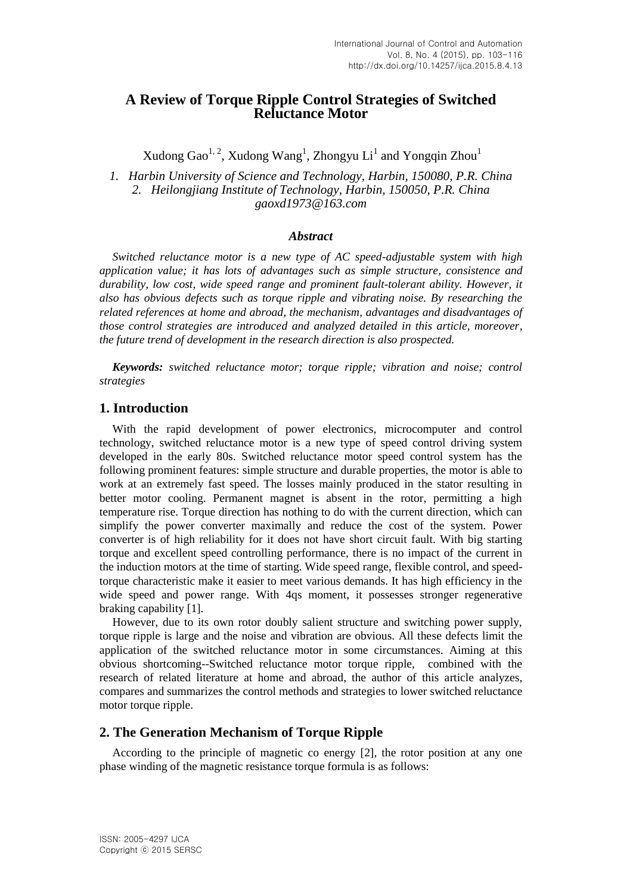# A Review of Torque Ripple Control Strategies of Switched Reluctance Motor

Xudong Gao[1, 2], Xudong Wang[1], Zhongyu Li[1] and Yongqin Zhou[1]

*1. Harbin University of Science and Technology, Harbin, 150080, P.R. China*
*2. Heilongjiang Institute of Technology, Harbin, 150050, P.R. China*
*gaoxd1973@163.com*

### *Abstract*

*Switched reluctance motor is a new type of AC speed-adjustable system with high application value; it has lots of advantages such as simple structure, consistence and durability, low cost, wide speed range and prominent fault-tolerant ability. However, it also has obvious defects such as torque ripple and vibrating noise. By researching the related references at home and abroad, the mechanism, advantages and disadvantages of those control strategies are introduced and analyzed detailed in this article, moreover, the future trend of development in the research direction is also prospected.*

***Keywords:*** *switched reluctance motor; torque ripple; vibration and noise; control strategies*

## 1. Introduction

With the rapid development of power electronics, microcomputer and control technology, switched reluctance motor is a new type of speed control driving system developed in the early 80s. Switched reluctance motor speed control system has the following prominent features: simple structure and durable properties, the motor is able to work at an extremely fast speed. The losses mainly produced in the stator resulting in better motor cooling. Permanent magnet is absent in the rotor, permitting a high temperature rise. Torque direction has nothing to do with the current direction, which can simplify the power converter maximally and reduce the cost of the system. Power converter is of high reliability for it does not have short circuit fault. With big starting torque and excellent speed controlling performance, there is no impact of the current in the induction motors at the time of starting. Wide speed range, flexible control, and speed-torque characteristic make it easier to meet various demands. It has high efficiency in the wide speed and power range. With 4qs moment, it possesses stronger regenerative braking capability [1].

However, due to its own rotor doubly salient structure and switching power supply, torque ripple is large and the noise and vibration are obvious. All these defects limit the application of the switched reluctance motor in some circumstances. Aiming at this obvious shortcoming--Switched reluctance motor torque ripple, combined with the research of related literature at home and abroad, the author of this article analyzes, compares and summarizes the control methods and strategies to lower switched reluctance motor torque ripple.

## 2. The Generation Mechanism of Torque Ripple

According to the principle of magnetic co energy [2], the rotor position at any one phase winding of the magnetic resistance torque formula is as follows: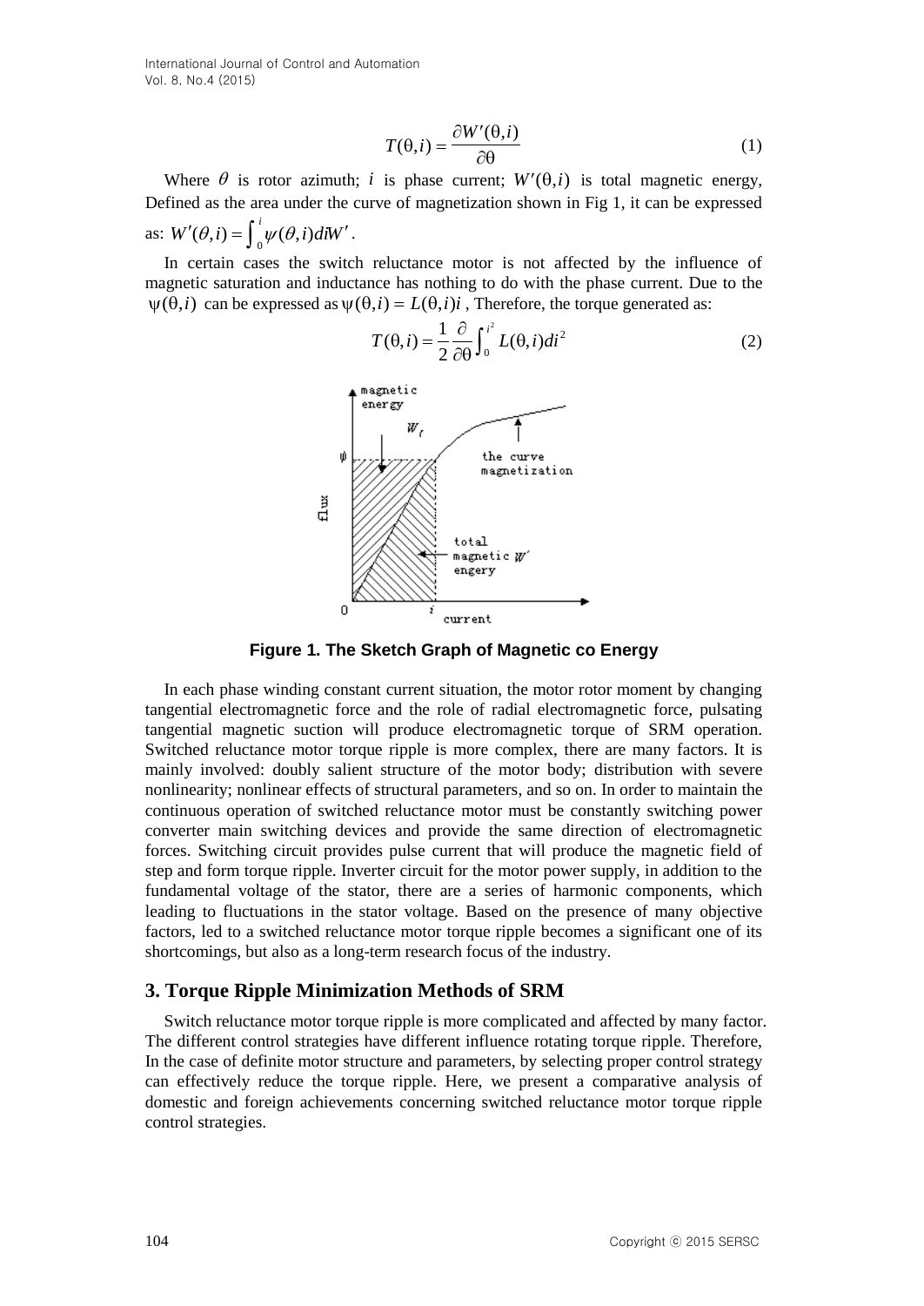$$T(\theta,i) = \frac{\partial W'(\theta,i)}{\partial \theta} \tag{1}$$

Where $\theta$ is rotor azimuth; $i$ is phase current; $W'(\theta,i)$ is total magnetic energy, Defined as the area under the curve of magnetization shown in Fig 1, it can be expressed as: $W'(\theta,i) = \int_0^i \psi(\theta,i) di W'$.

In certain cases the switch reluctance motor is not affected by the influence of magnetic saturation and inductance has nothing to do with the phase current. Due to the $\psi(\theta,i)$ can be expressed as $\psi(\theta,i) = L(\theta,i)i$, Therefore, the torque generated as:

$$T(\theta,i) = \frac{1}{2}\frac{\partial}{\partial \theta}\int_0^{i^2} L(\theta,i) di^2 \tag{2}$$

**Figure 1. The Sketch Graph of Magnetic co Energy**

In each phase winding constant current situation, the motor rotor moment by changing tangential electromagnetic force and the role of radial electromagnetic force, pulsating tangential magnetic suction will produce electromagnetic torque of SRM operation. Switched reluctance motor torque ripple is more complex, there are many factors. It is mainly involved: doubly salient structure of the motor body; distribution with severe nonlinearity; nonlinear effects of structural parameters, and so on. In order to maintain the continuous operation of switched reluctance motor must be constantly switching power converter main switching devices and provide the same direction of electromagnetic forces. Switching circuit provides pulse current that will produce the magnetic field of step and form torque ripple. Inverter circuit for the motor power supply, in addition to the fundamental voltage of the stator, there are a series of harmonic components, which leading to fluctuations in the stator voltage. Based on the presence of many objective factors, led to a switched reluctance motor torque ripple becomes a significant one of its shortcomings, but also as a long-term research focus of the industry.

## 3. Torque Ripple Minimization Methods of SRM

Switch reluctance motor torque ripple is more complicated and affected by many factor. The different control strategies have different influence rotating torque ripple. Therefore, In the case of definite motor structure and parameters, by selecting proper control strategy can effectively reduce the torque ripple. Here, we present a comparative analysis of domestic and foreign achievements concerning switched reluctance motor torque ripple control strategies.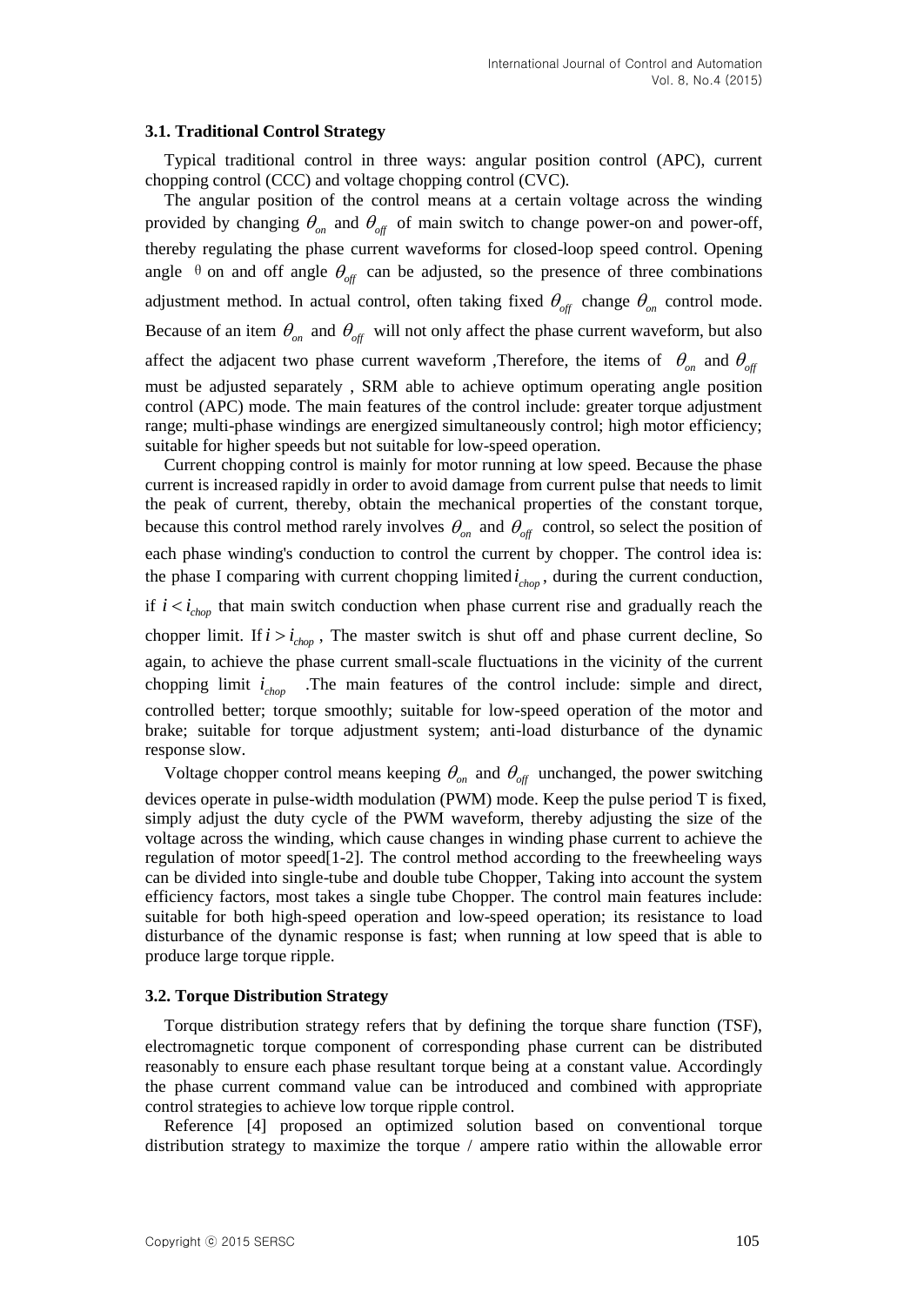### 3.1. Traditional Control Strategy

Typical traditional control in three ways: angular position control (APC), current chopping control (CCC) and voltage chopping control (CVC).

The angular position of the control means at a certain voltage across the winding provided by changing $\theta_{on}$ and $\theta_{off}$ of main switch to change power-on and power-off, thereby regulating the phase current waveforms for closed-loop speed control. Opening angle θ on and off angle $\theta_{off}$ can be adjusted, so the presence of three combinations adjustment method. In actual control, often taking fixed $\theta_{off}$ change $\theta_{on}$ control mode. Because of an item $\theta_{on}$ and $\theta_{off}$ will not only affect the phase current waveform, but also affect the adjacent two phase current waveform ,Therefore, the items of $\theta_{on}$ and $\theta_{off}$ must be adjusted separately , SRM able to achieve optimum operating angle position control (APC) mode. The main features of the control include: greater torque adjustment range; multi-phase windings are energized simultaneously control; high motor efficiency; suitable for higher speeds but not suitable for low-speed operation.

Current chopping control is mainly for motor running at low speed. Because the phase current is increased rapidly in order to avoid damage from current pulse that needs to limit the peak of current, thereby, obtain the mechanical properties of the constant torque, because this control method rarely involves $\theta_{on}$ and $\theta_{off}$ control, so select the position of each phase winding's conduction to control the current by chopper. The control idea is: the phase I comparing with current chopping limited $i_{chop}$, during the current conduction, if $i < i_{chop}$ that main switch conduction when phase current rise and gradually reach the chopper limit. If $i > i_{chop}$, The master switch is shut off and phase current decline, So again, to achieve the phase current small-scale fluctuations in the vicinity of the current chopping limit $i_{chop}$ .The main features of the control include: simple and direct, controlled better; torque smoothly; suitable for low-speed operation of the motor and brake; suitable for torque adjustment system; anti-load disturbance of the dynamic response slow.

Voltage chopper control means keeping $\theta_{on}$ and $\theta_{off}$ unchanged, the power switching devices operate in pulse-width modulation (PWM) mode. Keep the pulse period T is fixed, simply adjust the duty cycle of the PWM waveform, thereby adjusting the size of the voltage across the winding, which cause changes in winding phase current to achieve the regulation of motor speed[1-2]. The control method according to the freewheeling ways can be divided into single-tube and double tube Chopper, Taking into account the system efficiency factors, most takes a single tube Chopper. The control main features include: suitable for both high-speed operation and low-speed operation; its resistance to load disturbance of the dynamic response is fast; when running at low speed that is able to produce large torque ripple.

### 3.2. Torque Distribution Strategy

Torque distribution strategy refers that by defining the torque share function (TSF), electromagnetic torque component of corresponding phase current can be distributed reasonably to ensure each phase resultant torque being at a constant value. Accordingly the phase current command value can be introduced and combined with appropriate control strategies to achieve low torque ripple control.

Reference [4] proposed an optimized solution based on conventional torque distribution strategy to maximize the torque / ampere ratio within the allowable error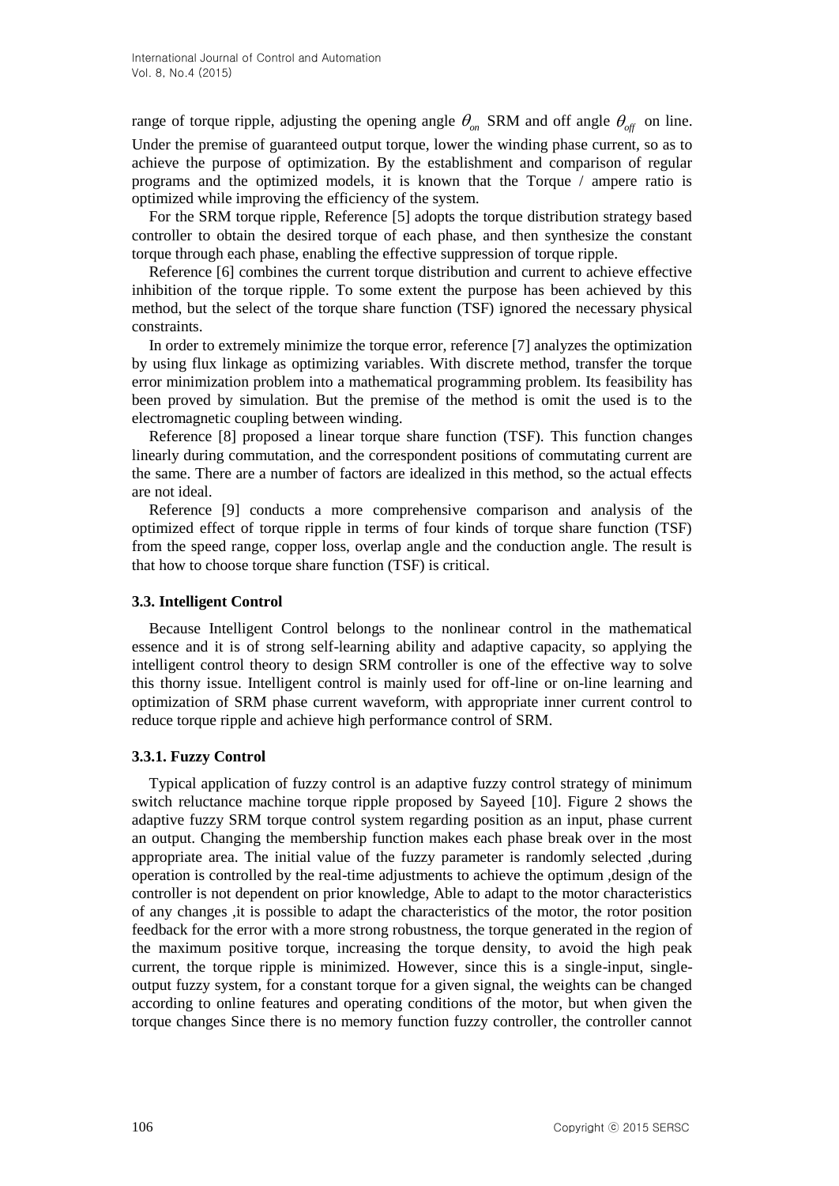range of torque ripple, adjusting the opening angle $\theta_{on}$ SRM and off angle $\theta_{off}$ on line. Under the premise of guaranteed output torque, lower the winding phase current, so as to achieve the purpose of optimization. By the establishment and comparison of regular programs and the optimized models, it is known that the Torque / ampere ratio is optimized while improving the efficiency of the system.

For the SRM torque ripple, Reference [5] adopts the torque distribution strategy based controller to obtain the desired torque of each phase, and then synthesize the constant torque through each phase, enabling the effective suppression of torque ripple.

Reference [6] combines the current torque distribution and current to achieve effective inhibition of the torque ripple. To some extent the purpose has been achieved by this method, but the select of the torque share function (TSF) ignored the necessary physical constraints.

In order to extremely minimize the torque error, reference [7] analyzes the optimization by using flux linkage as optimizing variables. With discrete method, transfer the torque error minimization problem into a mathematical programming problem. Its feasibility has been proved by simulation. But the premise of the method is omit the used is to the electromagnetic coupling between winding.

Reference [8] proposed a linear torque share function (TSF). This function changes linearly during commutation, and the correspondent positions of commutating current are the same. There are a number of factors are idealized in this method, so the actual effects are not ideal.

Reference [9] conducts a more comprehensive comparison and analysis of the optimized effect of torque ripple in terms of four kinds of torque share function (TSF) from the speed range, copper loss, overlap angle and the conduction angle. The result is that how to choose torque share function (TSF) is critical.

### 3.3. Intelligent Control

Because Intelligent Control belongs to the nonlinear control in the mathematical essence and it is of strong self-learning ability and adaptive capacity, so applying the intelligent control theory to design SRM controller is one of the effective way to solve this thorny issue. Intelligent control is mainly used for off-line or on-line learning and optimization of SRM phase current waveform, with appropriate inner current control to reduce torque ripple and achieve high performance control of SRM.

#### 3.3.1. Fuzzy Control

Typical application of fuzzy control is an adaptive fuzzy control strategy of minimum switch reluctance machine torque ripple proposed by Sayeed [10]. Figure 2 shows the adaptive fuzzy SRM torque control system regarding position as an input, phase current an output. Changing the membership function makes each phase break over in the most appropriate area. The initial value of the fuzzy parameter is randomly selected ,during operation is controlled by the real-time adjustments to achieve the optimum ,design of the controller is not dependent on prior knowledge, Able to adapt to the motor characteristics of any changes ,it is possible to adapt the characteristics of the motor, the rotor position feedback for the error with a more strong robustness, the torque generated in the region of the maximum positive torque, increasing the torque density, to avoid the high peak current, the torque ripple is minimized. However, since this is a single-input, single-output fuzzy system, for a constant torque for a given signal, the weights can be changed according to online features and operating conditions of the motor, but when given the torque changes Since there is no memory function fuzzy controller, the controller cannot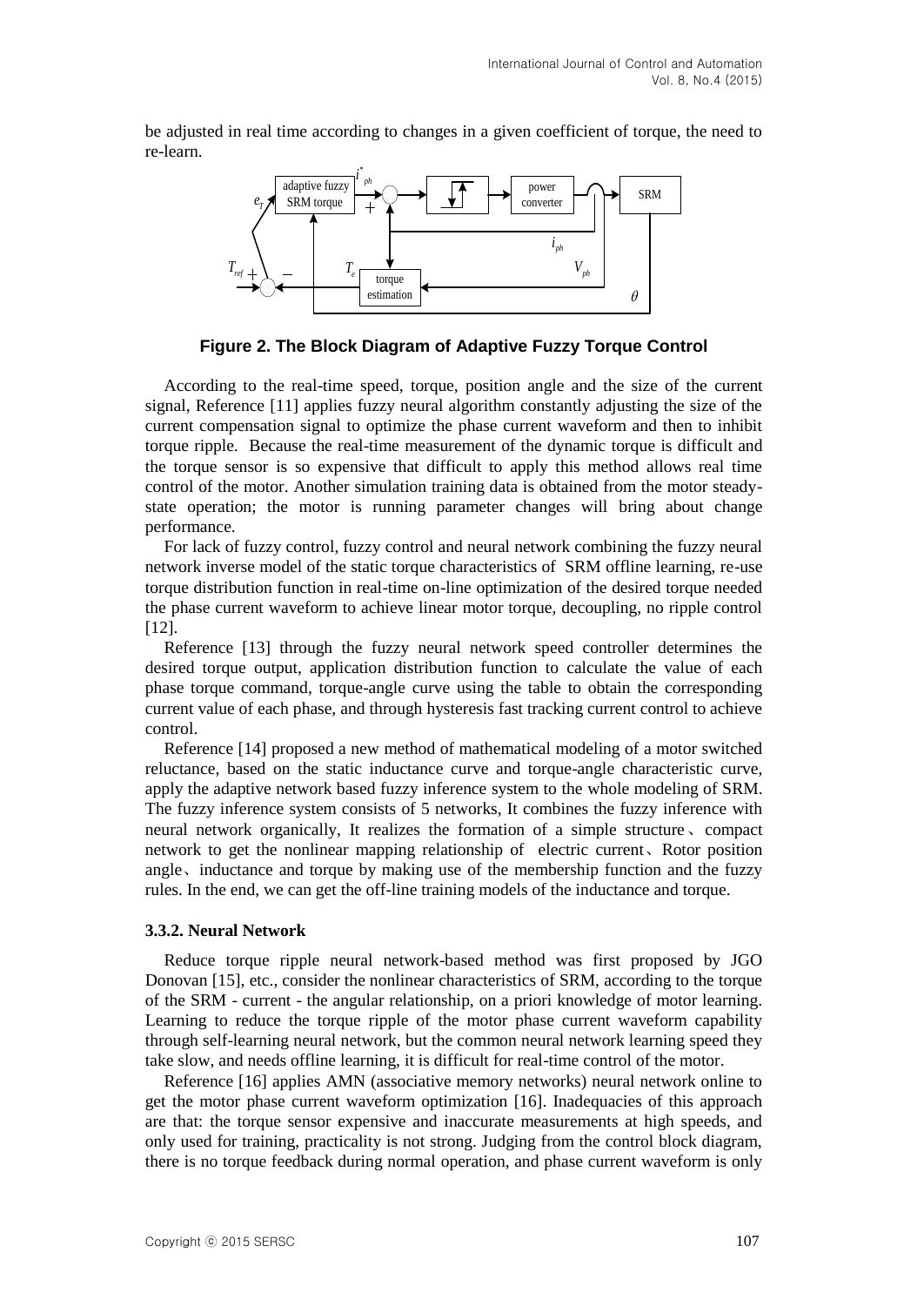be adjusted in real time according to changes in a given coefficient of torque, the need to re-learn.

**Figure 2. The Block Diagram of Adaptive Fuzzy Torque Control**

According to the real-time speed, torque, position angle and the size of the current signal, Reference [11] applies fuzzy neural algorithm constantly adjusting the size of the current compensation signal to optimize the phase current waveform and then to inhibit torque ripple. Because the real-time measurement of the dynamic torque is difficult and the torque sensor is so expensive that difficult to apply this method allows real time control of the motor. Another simulation training data is obtained from the motor steady-state operation; the motor is running parameter changes will bring about change performance.

For lack of fuzzy control, fuzzy control and neural network combining the fuzzy neural network inverse model of the static torque characteristics of SRM offline learning, re-use torque distribution function in real-time on-line optimization of the desired torque needed the phase current waveform to achieve linear motor torque, decoupling, no ripple control [12].

Reference [13] through the fuzzy neural network speed controller determines the desired torque output, application distribution function to calculate the value of each phase torque command, torque-angle curve using the table to obtain the corresponding current value of each phase, and through hysteresis fast tracking current control to achieve control.

Reference [14] proposed a new method of mathematical modeling of a motor switched reluctance, based on the static inductance curve and torque-angle characteristic curve, apply the adaptive network based fuzzy inference system to the whole modeling of SRM. The fuzzy inference system consists of 5 networks, It combines the fuzzy inference with neural network organically, It realizes the formation of a simple structure、compact network to get the nonlinear mapping relationship of electric current、Rotor position angle、inductance and torque by making use of the membership function and the fuzzy rules. In the end, we can get the off-line training models of the inductance and torque.

### 3.3.2. Neural Network

Reduce torque ripple neural network-based method was first proposed by JGO Donovan [15], etc., consider the nonlinear characteristics of SRM, according to the torque of the SRM - current - the angular relationship, on a priori knowledge of motor learning. Learning to reduce the torque ripple of the motor phase current waveform capability through self-learning neural network, but the common neural network learning speed they take slow, and needs offline learning, it is difficult for real-time control of the motor.

Reference [16] applies AMN (associative memory networks) neural network online to get the motor phase current waveform optimization [16]. Inadequacies of this approach are that: the torque sensor expensive and inaccurate measurements at high speeds, and only used for training, practicality is not strong. Judging from the control block diagram, there is no torque feedback during normal operation, and phase current waveform is only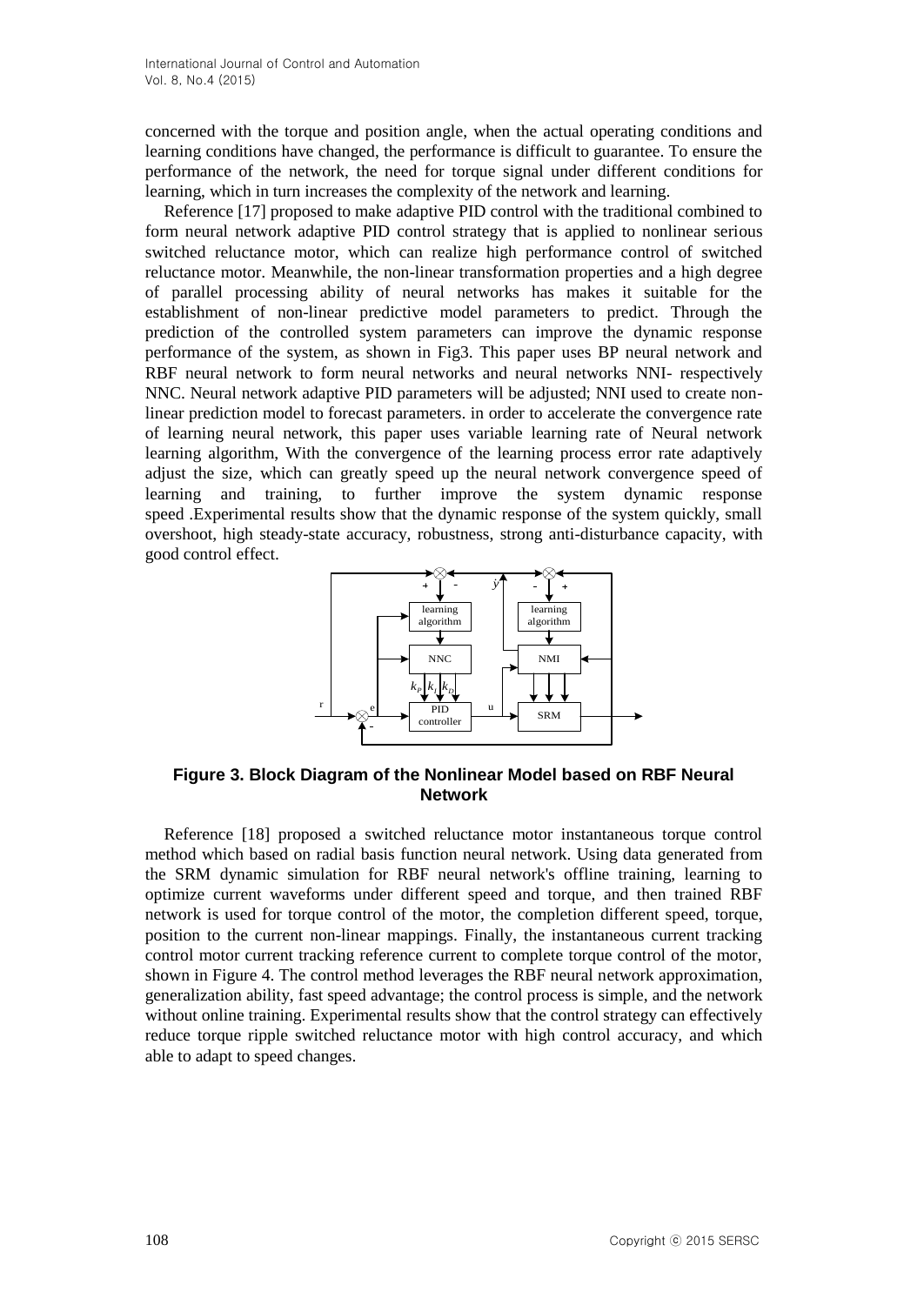concerned with the torque and position angle, when the actual operating conditions and learning conditions have changed, the performance is difficult to guarantee. To ensure the performance of the network, the need for torque signal under different conditions for learning, which in turn increases the complexity of the network and learning.

Reference [17] proposed to make adaptive PID control with the traditional combined to form neural network adaptive PID control strategy that is applied to nonlinear serious switched reluctance motor, which can realize high performance control of switched reluctance motor. Meanwhile, the non-linear transformation properties and a high degree of parallel processing ability of neural networks has makes it suitable for the establishment of non-linear predictive model parameters to predict. Through the prediction of the controlled system parameters can improve the dynamic response performance of the system, as shown in Fig3. This paper uses BP neural network and RBF neural network to form neural networks and neural networks NNI- respectively NNC. Neural network adaptive PID parameters will be adjusted; NNI used to create non-linear prediction model to forecast parameters. in order to accelerate the convergence rate of learning neural network, this paper uses variable learning rate of Neural network learning algorithm, With the convergence of the learning process error rate adaptively adjust the size, which can greatly speed up the neural network convergence speed of learning and training, to further improve the system dynamic response speed .Experimental results show that the dynamic response of the system quickly, small overshoot, high steady-state accuracy, robustness, strong anti-disturbance capacity, with good control effect.

**Figure 3. Block Diagram of the Nonlinear Model based on RBF Neural Network**

Reference [18] proposed a switched reluctance motor instantaneous torque control method which based on radial basis function neural network. Using data generated from the SRM dynamic simulation for RBF neural network's offline training, learning to optimize current waveforms under different speed and torque, and then trained RBF network is used for torque control of the motor, the completion different speed, torque, position to the current non-linear mappings. Finally, the instantaneous current tracking control motor current tracking reference current to complete torque control of the motor, shown in Figure 4. The control method leverages the RBF neural network approximation, generalization ability, fast speed advantage; the control process is simple, and the network without online training. Experimental results show that the control strategy can effectively reduce torque ripple switched reluctance motor with high control accuracy, and which able to adapt to speed changes.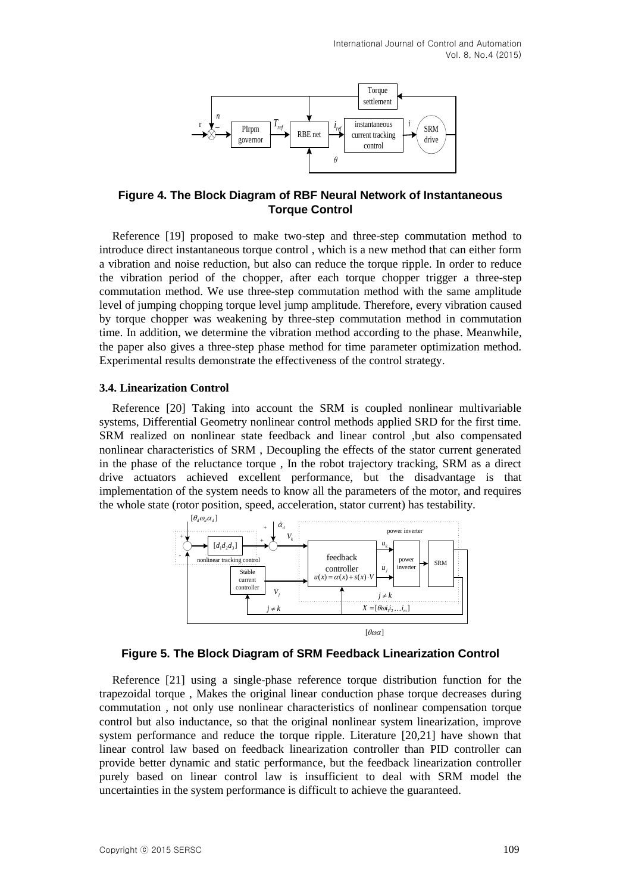**Figure 4. The Block Diagram of RBF Neural Network of Instantaneous Torque Control**

Reference [19] proposed to make two-step and three-step commutation method to introduce direct instantaneous torque control , which is a new method that can either form a vibration and noise reduction, but also can reduce the torque ripple. In order to reduce the vibration period of the chopper, after each torque chopper trigger a three-step commutation method. We use three-step commutation method with the same amplitude level of jumping chopping torque level jump amplitude. Therefore, every vibration caused by torque chopper was weakening by three-step commutation method in commutation time. In addition, we determine the vibration method according to the phase. Meanwhile, the paper also gives a three-step phase method for time parameter optimization method. Experimental results demonstrate the effectiveness of the control strategy.

### 3.4. Linearization Control

Reference [20] Taking into account the SRM is coupled nonlinear multivariable systems, Differential Geometry nonlinear control methods applied SRD for the first time. SRM realized on nonlinear state feedback and linear control ,but also compensated nonlinear characteristics of SRM , Decoupling the effects of the stator current generated in the phase of the reluctance torque , In the robot trajectory tracking, SRM as a direct drive actuators achieved excellent performance, but the disadvantage is that implementation of the system needs to know all the parameters of the motor, and requires the whole state (rotor position, speed, acceleration, stator current) has testability.

**Figure 5. The Block Diagram of SRM Feedback Linearization Control**

Reference [21] using a single-phase reference torque distribution function for the trapezoidal torque , Makes the original linear conduction phase torque decreases during commutation , not only use nonlinear characteristics of nonlinear compensation torque control but also inductance, so that the original nonlinear system linearization, improve system performance and reduce the torque ripple. Literature [20,21] have shown that linear control law based on feedback linearization controller than PID controller can provide better dynamic and static performance, but the feedback linearization controller purely based on linear control law is insufficient to deal with SRM model the uncertainties in the system performance is difficult to achieve the guaranteed.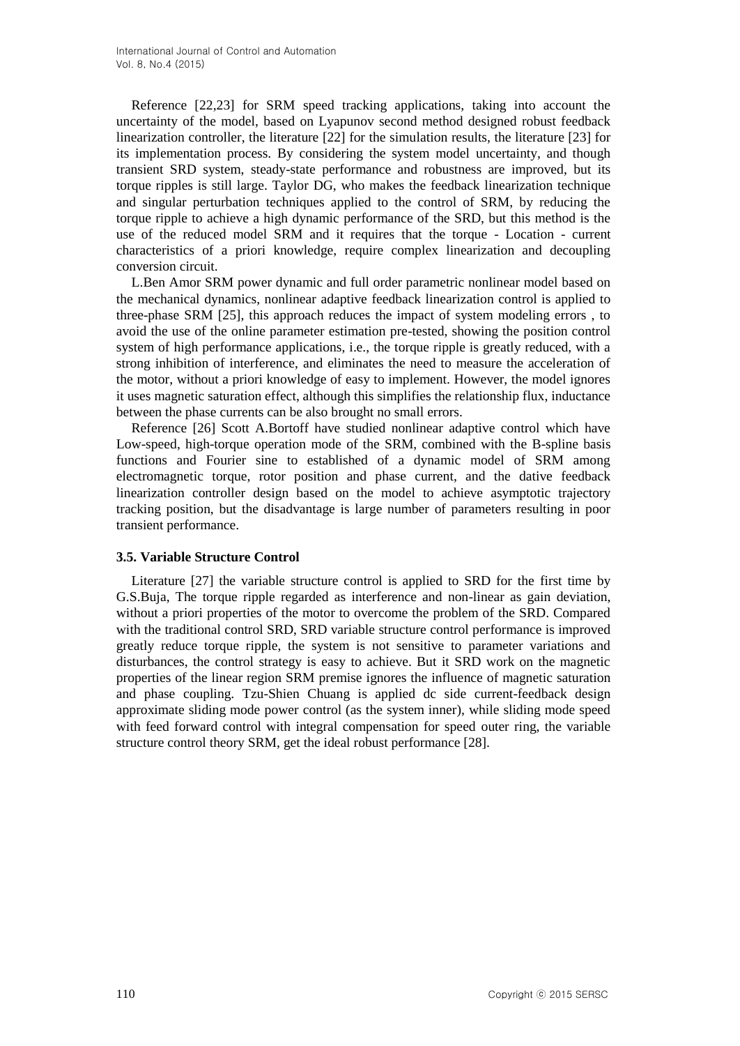Reference [22,23] for SRM speed tracking applications, taking into account the uncertainty of the model, based on Lyapunov second method designed robust feedback linearization controller, the literature [22] for the simulation results, the literature [23] for its implementation process. By considering the system model uncertainty, and though transient SRD system, steady-state performance and robustness are improved, but its torque ripples is still large. Taylor DG, who makes the feedback linearization technique and singular perturbation techniques applied to the control of SRM, by reducing the torque ripple to achieve a high dynamic performance of the SRD, but this method is the use of the reduced model SRM and it requires that the torque - Location - current characteristics of a priori knowledge, require complex linearization and decoupling conversion circuit.

L.Ben Amor SRM power dynamic and full order parametric nonlinear model based on the mechanical dynamics, nonlinear adaptive feedback linearization control is applied to three-phase SRM [25], this approach reduces the impact of system modeling errors , to avoid the use of the online parameter estimation pre-tested, showing the position control system of high performance applications, i.e., the torque ripple is greatly reduced, with a strong inhibition of interference, and eliminates the need to measure the acceleration of the motor, without a priori knowledge of easy to implement. However, the model ignores it uses magnetic saturation effect, although this simplifies the relationship flux, inductance between the phase currents can be also brought no small errors.

Reference [26] Scott A.Bortoff have studied nonlinear adaptive control which have Low-speed, high-torque operation mode of the SRM, combined with the B-spline basis functions and Fourier sine to established of a dynamic model of SRM among electromagnetic torque, rotor position and phase current, and the dative feedback linearization controller design based on the model to achieve asymptotic trajectory tracking position, but the disadvantage is large number of parameters resulting in poor transient performance.

### 3.5. Variable Structure Control

Literature [27] the variable structure control is applied to SRD for the first time by G.S.Buja, The torque ripple regarded as interference and non-linear as gain deviation, without a priori properties of the motor to overcome the problem of the SRD. Compared with the traditional control SRD, SRD variable structure control performance is improved greatly reduce torque ripple, the system is not sensitive to parameter variations and disturbances, the control strategy is easy to achieve. But it SRD work on the magnetic properties of the linear region SRM premise ignores the influence of magnetic saturation and phase coupling. Tzu-Shien Chuang is applied dc side current-feedback design approximate sliding mode power control (as the system inner), while sliding mode speed with feed forward control with integral compensation for speed outer ring, the variable structure control theory SRM, get the ideal robust performance [28].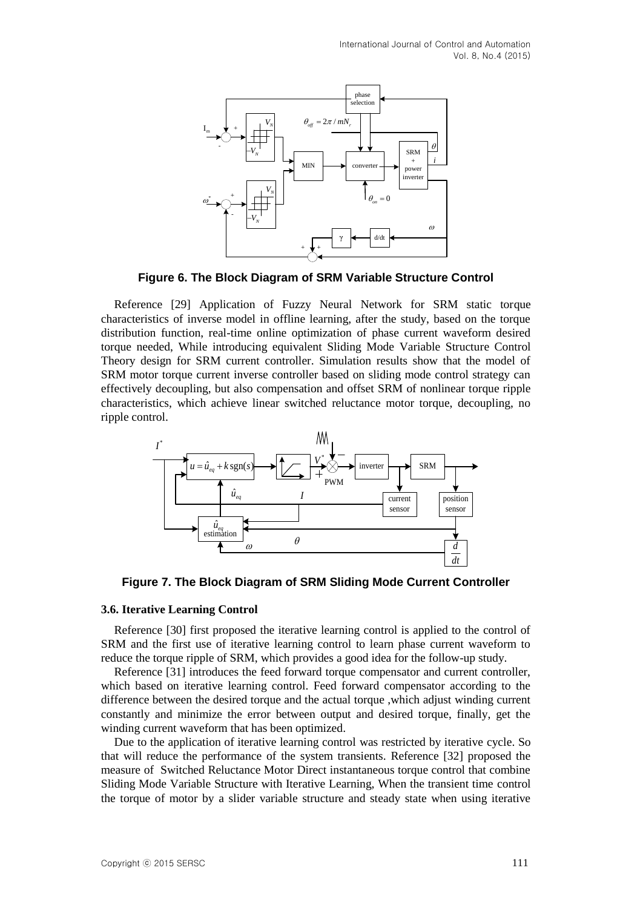**Figure 6. The Block Diagram of SRM Variable Structure Control**

Reference [29] Application of Fuzzy Neural Network for SRM static torque characteristics of inverse model in offline learning, after the study, based on the torque distribution function, real-time online optimization of phase current waveform desired torque needed, While introducing equivalent Sliding Mode Variable Structure Control Theory design for SRM current controller. Simulation results show that the model of SRM motor torque current inverse controller based on sliding mode control strategy can effectively decoupling, but also compensation and offset SRM of nonlinear torque ripple characteristics, which achieve linear switched reluctance motor torque, decoupling, no ripple control.

**Figure 7. The Block Diagram of SRM Sliding Mode Current Controller**

### 3.6. Iterative Learning Control

Reference [30] first proposed the iterative learning control is applied to the control of SRM and the first use of iterative learning control to learn phase current waveform to reduce the torque ripple of SRM, which provides a good idea for the follow-up study.

Reference [31] introduces the feed forward torque compensator and current controller, which based on iterative learning control. Feed forward compensator according to the difference between the desired torque and the actual torque ,which adjust winding current constantly and minimize the error between output and desired torque, finally, get the winding current waveform that has been optimized.

Due to the application of iterative learning control was restricted by iterative cycle. So that will reduce the performance of the system transients. Reference [32] proposed the measure of Switched Reluctance Motor Direct instantaneous torque control that combine Sliding Mode Variable Structure with Iterative Learning, When the transient time control the torque of motor by a slider variable structure and steady state when using iterative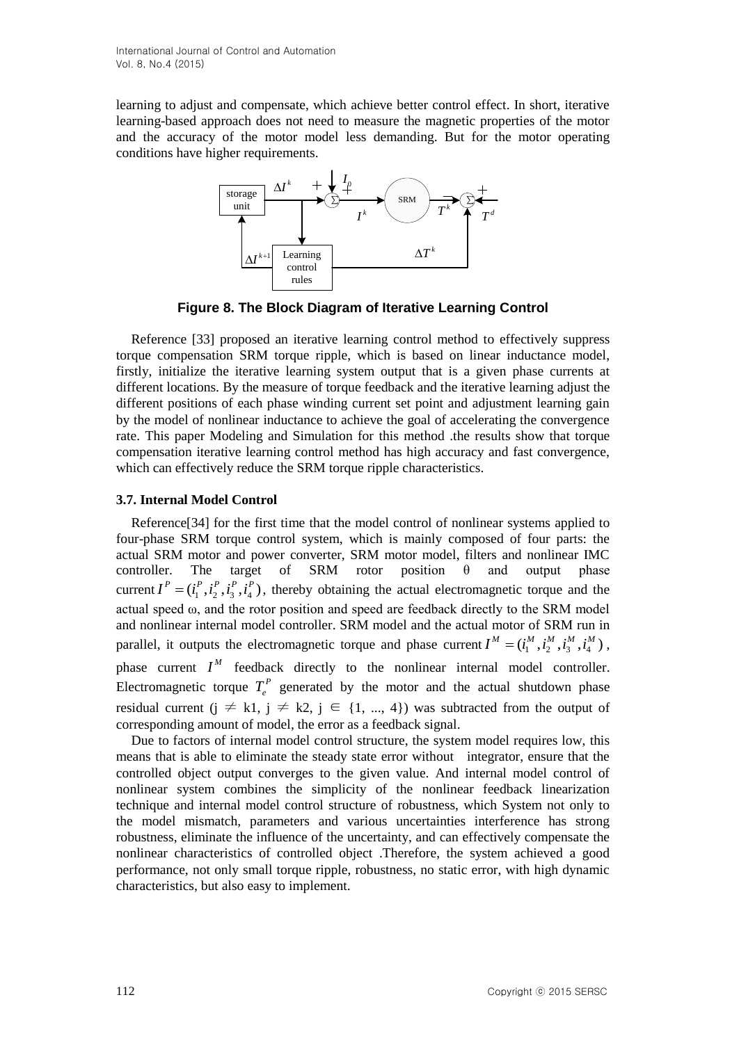learning to adjust and compensate, which achieve better control effect. In short, iterative learning-based approach does not need to measure the magnetic properties of the motor and the accuracy of the motor model less demanding. But for the motor operating conditions have higher requirements.

**Figure 8. The Block Diagram of Iterative Learning Control**

Reference [33] proposed an iterative learning control method to effectively suppress torque compensation SRM torque ripple, which is based on linear inductance model, firstly, initialize the iterative learning system output that is a given phase currents at different locations. By the measure of torque feedback and the iterative learning adjust the different positions of each phase winding current set point and adjustment learning gain by the model of nonlinear inductance to achieve the goal of accelerating the convergence rate. This paper Modeling and Simulation for this method .the results show that torque compensation iterative learning control method has high accuracy and fast convergence, which can effectively reduce the SRM torque ripple characteristics.

### 3.7. Internal Model Control

Reference[34] for the first time that the model control of nonlinear systems applied to four-phase SRM torque control system, which is mainly composed of four parts: the actual SRM motor and power converter, SRM motor model, filters and nonlinear IMC controller. The target of SRM rotor position θ and output phase current $I^P = (i_1^P, i_2^P, i_3^P, i_4^P)$, thereby obtaining the actual electromagnetic torque and the actual speed ω, and the rotor position and speed are feedback directly to the SRM model and nonlinear internal model controller. SRM model and the actual motor of SRM run in parallel, it outputs the electromagnetic torque and phase current $I^M = (i_1^M, i_2^M, i_3^M, i_4^M)$, phase current $I^M$ feedback directly to the nonlinear internal model controller. Electromagnetic torque $T_e^P$ generated by the motor and the actual shutdown phase residual current (j ≠ k1, j ≠ k2, j ∈ {1, ..., 4}) was subtracted from the output of corresponding amount of model, the error as a feedback signal.

Due to factors of internal model control structure, the system model requires low, this means that is able to eliminate the steady state error without integrator, ensure that the controlled object output converges to the given value. And internal model control of nonlinear system combines the simplicity of the nonlinear feedback linearization technique and internal model control structure of robustness, which System not only to the model mismatch, parameters and various uncertainties interference has strong robustness, eliminate the influence of the uncertainty, and can effectively compensate the nonlinear characteristics of controlled object .Therefore, the system achieved a good performance, not only small torque ripple, robustness, no static error, with high dynamic characteristics, but also easy to implement.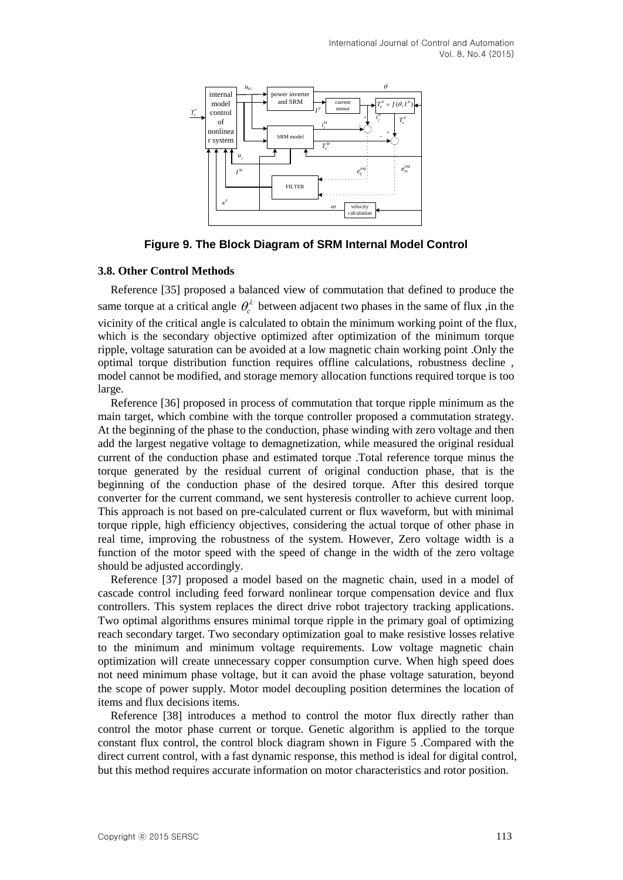**Figure 9. The Block Diagram of SRM Internal Model Control**

### 3.8. Other Control Methods

Reference [35] proposed a balanced view of commutation that defined to produce the same torque at a critical angle $\theta_c^{\lambda}$ between adjacent two phases in the same of flux ,in the vicinity of the critical angle is calculated to obtain the minimum working point of the flux, which is the secondary objective optimized after optimization of the minimum torque ripple, voltage saturation can be avoided at a low magnetic chain working point .Only the optimal torque distribution function requires offline calculations, robustness decline , model cannot be modified, and storage memory allocation functions required torque is too large.

Reference [36] proposed in process of commutation that torque ripple minimum as the main target, which combine with the torque controller proposed a commutation strategy. At the beginning of the phase to the conduction, phase winding with zero voltage and then add the largest negative voltage to demagnetization, while measured the original residual current of the conduction phase and estimated torque .Total reference torque minus the torque generated by the residual current of original conduction phase, that is the beginning of the conduction phase of the desired torque. After this desired torque converter for the current command, we sent hysteresis controller to achieve current loop. This approach is not based on pre-calculated current or flux waveform, but with minimal torque ripple, high efficiency objectives, considering the actual torque of other phase in real time, improving the robustness of the system. However, Zero voltage width is a function of the motor speed with the speed of change in the width of the zero voltage should be adjusted accordingly.

Reference [37] proposed a model based on the magnetic chain, used in a model of cascade control including feed forward nonlinear torque compensation device and flux controllers. This system replaces the direct drive robot trajectory tracking applications. Two optimal algorithms ensures minimal torque ripple in the primary goal of optimizing reach secondary target. Two secondary optimization goal to make resistive losses relative to the minimum and minimum voltage requirements. Low voltage magnetic chain optimization will create unnecessary copper consumption curve. When high speed does not need minimum phase voltage, but it can avoid the phase voltage saturation, beyond the scope of power supply. Motor model decoupling position determines the location of items and flux decisions items.

Reference [38] introduces a method to control the motor flux directly rather than control the motor phase current or torque. Genetic algorithm is applied to the torque constant flux control, the control block diagram shown in Figure 5 .Compared with the direct current control, with a fast dynamic response, this method is ideal for digital control, but this method requires accurate information on motor characteristics and rotor position.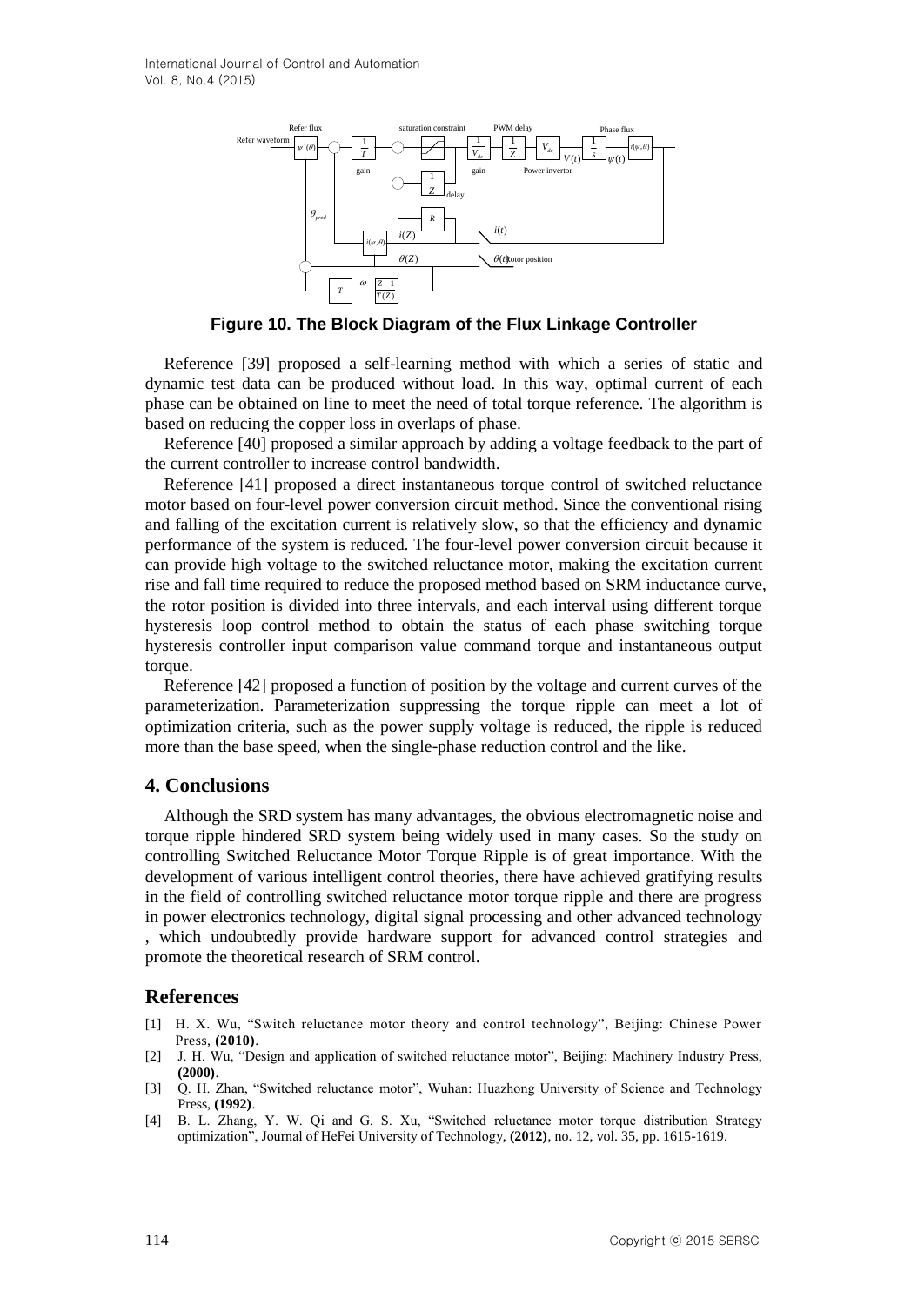**Figure 10. The Block Diagram of the Flux Linkage Controller**

Reference [39] proposed a self-learning method with which a series of static and dynamic test data can be produced without load. In this way, optimal current of each phase can be obtained on line to meet the need of total torque reference. The algorithm is based on reducing the copper loss in overlaps of phase.

Reference [40] proposed a similar approach by adding a voltage feedback to the part of the current controller to increase control bandwidth.

Reference [41] proposed a direct instantaneous torque control of switched reluctance motor based on four-level power conversion circuit method. Since the conventional rising and falling of the excitation current is relatively slow, so that the efficiency and dynamic performance of the system is reduced. The four-level power conversion circuit because it can provide high voltage to the switched reluctance motor, making the excitation current rise and fall time required to reduce the proposed method based on SRM inductance curve, the rotor position is divided into three intervals, and each interval using different torque hysteresis loop control method to obtain the status of each phase switching torque hysteresis controller input comparison value command torque and instantaneous output torque.

Reference [42] proposed a function of position by the voltage and current curves of the parameterization. Parameterization suppressing the torque ripple can meet a lot of optimization criteria, such as the power supply voltage is reduced, the ripple is reduced more than the base speed, when the single-phase reduction control and the like.

## 4. Conclusions

Although the SRD system has many advantages, the obvious electromagnetic noise and torque ripple hindered SRD system being widely used in many cases. So the study on controlling Switched Reluctance Motor Torque Ripple is of great importance. With the development of various intelligent control theories, there have achieved gratifying results in the field of controlling switched reluctance motor torque ripple and there are progress in power electronics technology, digital signal processing and other advanced technology , which undoubtedly provide hardware support for advanced control strategies and promote the theoretical research of SRM control.

## References

[1] H. X. Wu, "Switch reluctance motor theory and control technology", Beijing: Chinese Power Press, **(2010)**.

[2] J. H. Wu, "Design and application of switched reluctance motor", Beijing: Machinery Industry Press, **(2000)**.

[3] Q. H. Zhan, "Switched reluctance motor", Wuhan: Huazhong University of Science and Technology Press, **(1992)**.

[4] B. L. Zhang, Y. W. Qi and G. S. Xu, "Switched reluctance motor torque distribution Strategy optimization", Journal of HeFei University of Technology, **(2012)**, no. 12, vol. 35, pp. 1615-1619.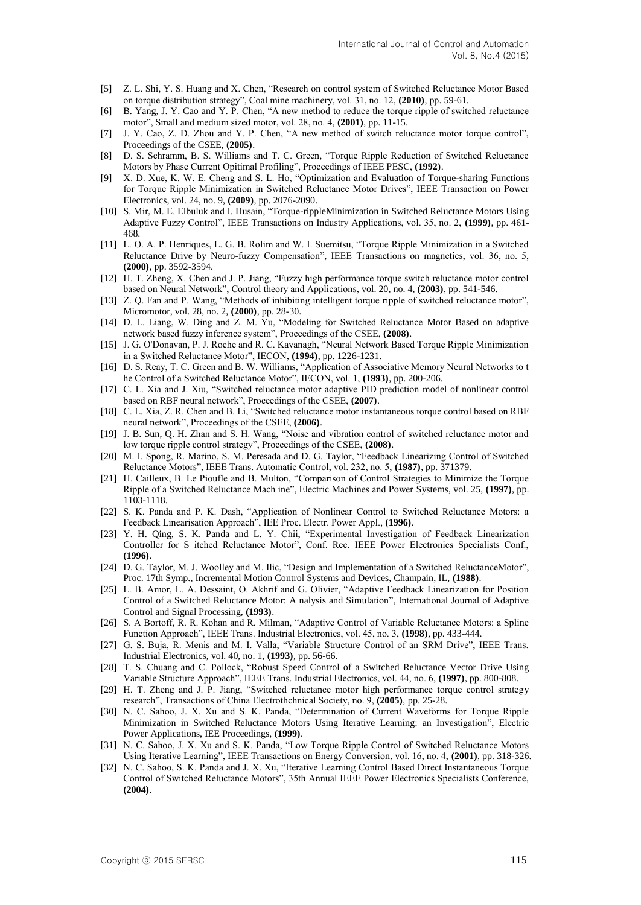[5] Z. L. Shi, Y. S. Huang and X. Chen, "Research on control system of Switched Reluctance Motor Based on torque distribution strategy", Coal mine machinery, vol. 31, no. 12, **(2010)**, pp. 59-61.

[6] B. Yang, J. Y. Cao and Y. P. Chen, "A new method to reduce the torque ripple of switched reluctance motor", Small and medium sized motor, vol. 28, no. 4, **(2001)**, pp. 11-15.

[7] J. Y. Cao, Z. D. Zhou and Y. P. Chen, "A new method of switch reluctance motor torque control", Proceedings of the CSEE, **(2005)**.

[8] D. S. Schramm, B. S. Williams and T. C. Green, "Torque Ripple Reduction of Switched Reluctance Motors by Phase Current Opitimal Profiling", Proceedings of IEEE PESC, **(1992)**.

[9] X. D. Xue, K. W. E. Cheng and S. L. Ho, "Optimization and Evaluation of Torque-sharing Functions for Torque Ripple Minimization in Switched Reluctance Motor Drives", IEEE Transaction on Power Electronics, vol. 24, no. 9, **(2009)**, pp. 2076-2090.

[10] S. Mir, M. E. Elbuluk and I. Husain, "Torque-rippleMinimization in Switched Reluctance Motors Using Adaptive Fuzzy Control", IEEE Transactions on Industry Applications, vol. 35, no. 2, **(1999)**, pp. 461-468.

[11] L. O. A. P. Henriques, L. G. B. Rolim and W. I. Suemitsu, "Torque Ripple Minimization in a Switched Reluctance Drive by Neuro-fuzzy Compensation", IEEE Transactions on magnetics, vol. 36, no. 5, **(2000)**, pp. 3592-3594.

[12] H. T. Zheng, X. Chen and J. P. Jiang, "Fuzzy high performance torque switch reluctance motor control based on Neural Network", Control theory and Applications, vol. 20, no. 4, **(2003)**, pp. 541-546.

[13] Z. Q. Fan and P. Wang, "Methods of inhibiting intelligent torque ripple of switched reluctance motor", Micromotor, vol. 28, no. 2, **(2000)**, pp. 28-30.

[14] D. L. Liang, W. Ding and Z. M. Yu, "Modeling for Switched Reluctance Motor Based on adaptive network based fuzzy inference system", Proceedings of the CSEE, **(2008)**.

[15] J. G. O'Donavan, P. J. Roche and R. C. Kavanagh, "Neural Network Based Torque Ripple Minimization in a Switched Reluctance Motor", IECON, **(1994)**, pp. 1226-1231.

[16] D. S. Reay, T. C. Green and B. W. Williams, "Application of Associative Memory Neural Networks to t he Control of a Switched Reluctance Motor", IECON, vol. 1, **(1993)**, pp. 200-206.

[17] C. L. Xia and J. Xiu, "Switched reluctance motor adaptive PID prediction model of nonlinear control based on RBF neural network", Proceedings of the CSEE, **(2007)**.

[18] C. L. Xia, Z. R. Chen and B. Li, "Switched reluctance motor instantaneous torque control based on RBF neural network", Proceedings of the CSEE, **(2006)**.

[19] J. B. Sun, Q. H. Zhan and S. H. Wang, "Noise and vibration control of switched reluctance motor and low torque ripple control strategy", Proceedings of the CSEE, **(2008)**.

[20] M. I. Spong, R. Marino, S. M. Peresada and D. G. Taylor, "Feedback Linearizing Control of Switched Reluctance Motors", IEEE Trans. Automatic Control, vol. 232, no. 5, **(1987)**, pp. 371379.

[21] H. Cailleux, B. Le Pioufle and B. Multon, "Comparison of Control Strategies to Minimize the Torque Ripple of a Switched Reluctance Mach ine", Electric Machines and Power Systems, vol. 25, **(1997)**, pp. 1103-1118.

[22] S. K. Panda and P. K. Dash, "Application of Nonlinear Control to Switched Reluctance Motors: a Feedback Linearisation Approach", IEE Proc. Electr. Power Appl., **(1996)**.

[23] Y. H. Qing, S. K. Panda and L. Y. Chii, "Experimental Investigation of Feedback Linearization Controller for S itched Reluctance Motor", Conf. Rec. IEEE Power Electronics Specialists Conf., **(1996)**.

[24] D. G. Taylor, M. J. Woolley and M. Ilic, "Design and Implementation of a Switched ReluctanceMotor", Proc. 17th Symp., Incremental Motion Control Systems and Devices, Champain, IL, **(1988)**.

[25] L. B. Amor, L. A. Dessaint, O. Akhrif and G. Olivier, "Adaptive Feedback Linearization for Position Control of a Switched Reluctance Motor: A nalysis and Simulation", International Journal of Adaptive Control and Signal Processing, **(1993)**.

[26] S. A Bortoff, R. R. Kohan and R. Milman, "Adaptive Control of Variable Reluctance Motors: a Spline Function Approach", IEEE Trans. Industrial Electronics, vol. 45, no. 3, **(1998)**, pp. 433-444.

[27] G. S. Buja, R. Menis and M. I. Valla, "Variable Structure Control of an SRM Drive", IEEE Trans. Industrial Electronics, vol. 40, no. 1, **(1993)**, pp. 56-66.

[28] T. S. Chuang and C. Pollock, "Robust Speed Control of a Switched Reluctance Vector Drive Using Variable Structure Approach", IEEE Trans. Industrial Electronics, vol. 44, no. 6, **(1997)**, pp. 800-808.

[29] H. T. Zheng and J. P. Jiang, "Switched reluctance motor high performance torque control strategy research", Transactions of China Electrothchnical Society, no. 9, **(2005)**, pp. 25-28.

[30] N. C. Sahoo, J. X. Xu and S. K. Panda, "Determination of Current Waveforms for Torque Ripple Minimization in Switched Reluctance Motors Using Iterative Learning: an Investigation", Electric Power Applications, IEE Proceedings, **(1999)**.

[31] N. C. Sahoo, J. X. Xu and S. K. Panda, "Low Torque Ripple Control of Switched Reluctance Motors Using Iterative Learning", IEEE Transactions on Energy Conversion, vol. 16, no. 4, **(2001)**, pp. 318-326.

[32] N. C. Sahoo, S. K. Panda and J. X. Xu, "Iterative Learning Control Based Direct Instantaneous Torque Control of Switched Reluctance Motors", 35th Annual IEEE Power Electronics Specialists Conference, **(2004)**.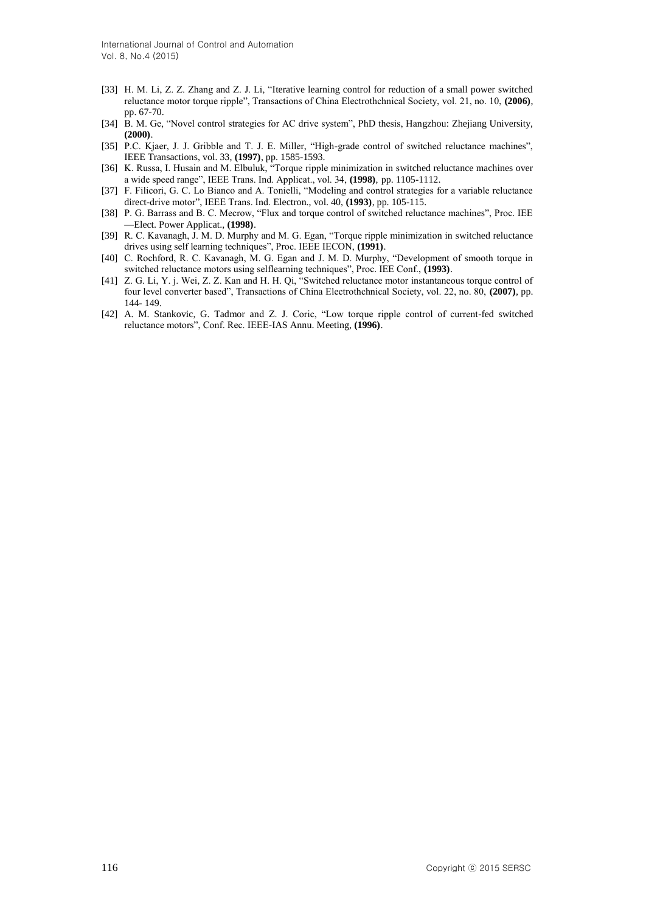[33] H. M. Li, Z. Z. Zhang and Z. J. Li, "Iterative learning control for reduction of a small power switched reluctance motor torque ripple", Transactions of China Electrothchnical Society, vol. 21, no. 10, **(2006)**, pp. 67-70.

[34] B. M. Ge, "Novel control strategies for AC drive system", PhD thesis, Hangzhou: Zhejiang University, **(2000)**.

[35] P.C. Kjaer, J. J. Gribble and T. J. E. Miller, "High-grade control of switched reluctance machines", IEEE Transactions, vol. 33, **(1997)**, pp. 1585-1593.

[36] K. Russa, I. Husain and M. Elbuluk, "Torque ripple minimization in switched reluctance machines over a wide speed range", IEEE Trans. Ind. Applicat., vol. 34, **(1998)**, pp. 1105-1112.

[37] F. Filicori, G. C. Lo Bianco and A. Tonielli, "Modeling and control strategies for a variable reluctance direct-drive motor", IEEE Trans. Ind. Electron., vol. 40, **(1993)**, pp. 105-115.

[38] P. G. Barrass and B. C. Mecrow, "Flux and torque control of switched reluctance machines", Proc. IEE —Elect. Power Applicat., **(1998)**.

[39] R. C. Kavanagh, J. M. D. Murphy and M. G. Egan, "Torque ripple minimization in switched reluctance drives using self learning techniques", Proc. IEEE IECON, **(1991)**.

[40] C. Rochford, R. C. Kavanagh, M. G. Egan and J. M. D. Murphy, "Development of smooth torque in switched reluctance motors using selflearning techniques", Proc. IEE Conf., **(1993)**.

[41] Z. G. Li, Y. j. Wei, Z. Z. Kan and H. H. Qi, "Switched reluctance motor instantaneous torque control of four level converter based", Transactions of China Electrothchnical Society, vol. 22, no. 80, **(2007)**, pp. 144- 149.

[42] A. M. Stankovic, G. Tadmor and Z. J. Coric, "Low torque ripple control of current-fed switched reluctance motors", Conf. Rec. IEEE-IAS Annu. Meeting, **(1996)**.